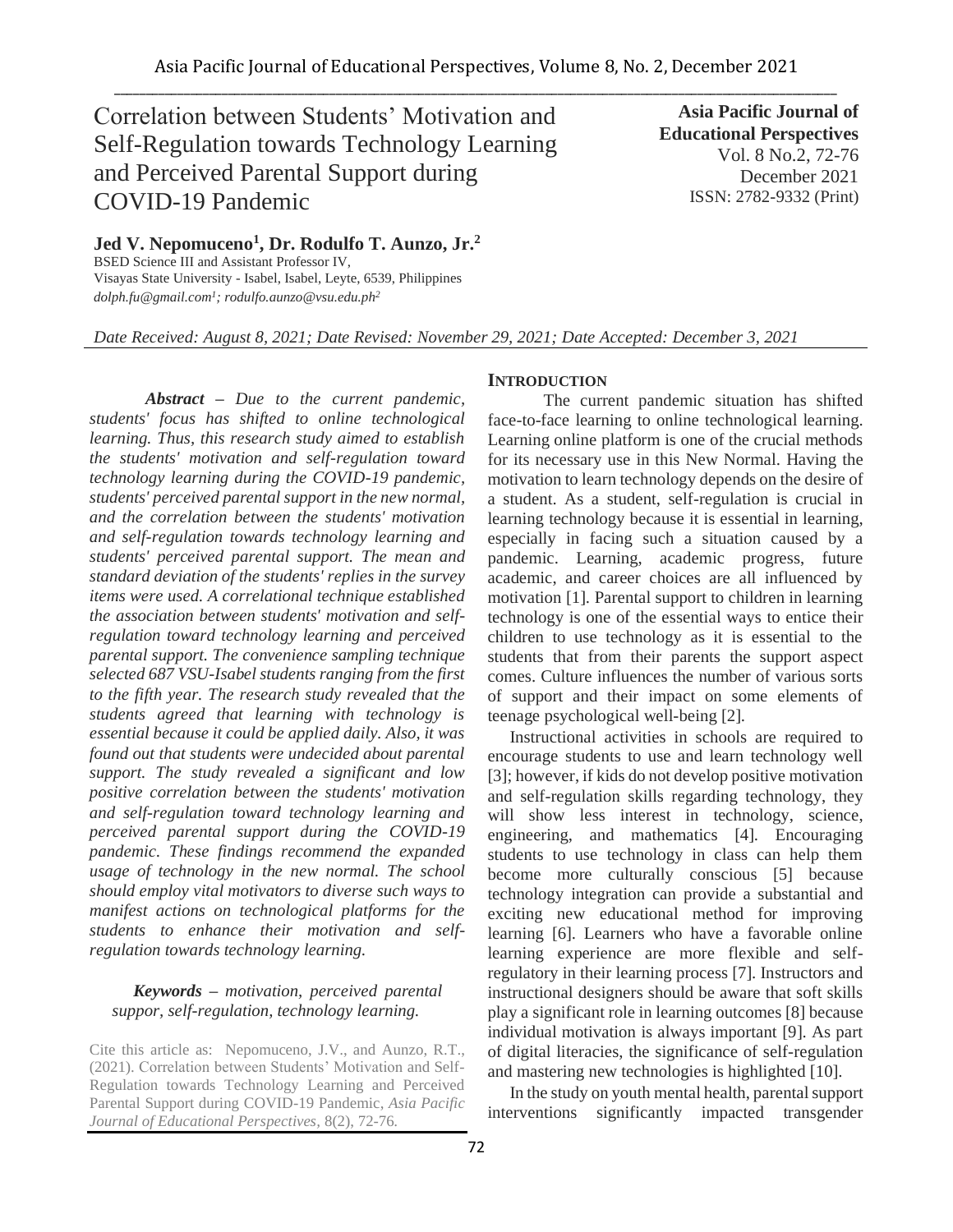# Correlation between Students' Motivation and Self-Regulation towards Technology Learning and Perceived Parental Support during COVID-19 Pandemic

**Asia Pacific Journal of Educational Perspectives**
Vol. 8 No.2, 72-76
December 2021
ISSN: 2782-9332 (Print)

**Jed V. Nepomuceno[1], Dr. Rodulfo T. Aunzo, Jr.[2]**
BSED Science III and Assistant Professor IV,
Visayas State University - Isabel, Isabel, Leyte, 6539, Philippines
*dolph.fu@gmail.com[1]; rodulfo.aunzo@vsu.edu.ph[2]*

*Date Received: August 8, 2021; Date Revised: November 29, 2021; Date Accepted: December 3, 2021*

***Abstract*** *– Due to the current pandemic, students' focus has shifted to online technological learning. Thus, this research study aimed to establish the students' motivation and self-regulation toward technology learning during the COVID-19 pandemic, students' perceived parental support in the new normal, and the correlation between the students' motivation and self-regulation towards technology learning and students' perceived parental support. The mean and standard deviation of the students' replies in the survey items were used. A correlational technique established the association between students' motivation and self-regulation toward technology learning and perceived parental support. The convenience sampling technique selected 687 VSU-Isabel students ranging from the first to the fifth year. The research study revealed that the students agreed that learning with technology is essential because it could be applied daily. Also, it was found out that students were undecided about parental support. The study revealed a significant and low positive correlation between the students' motivation and self-regulation toward technology learning and perceived parental support during the COVID-19 pandemic. These findings recommend the expanded usage of technology in the new normal. The school should employ vital motivators to diverse such ways to manifest actions on technological platforms for the students to enhance their motivation and self-regulation towards technology learning.*

***Keywords*** *– motivation, perceived parental suppor, self-regulation, technology learning.*

Cite this article as: Nepomuceno, J.V., and Aunzo, R.T., (2021). Correlation between Students' Motivation and Self-Regulation towards Technology Learning and Perceived Parental Support during COVID-19 Pandemic, *Asia Pacific Journal of Educational Perspectives*, 8(2), 72-76.

## INTRODUCTION

The current pandemic situation has shifted face-to-face learning to online technological learning. Learning online platform is one of the crucial methods for its necessary use in this New Normal. Having the motivation to learn technology depends on the desire of a student. As a student, self-regulation is crucial in learning technology because it is essential in learning, especially in facing such a situation caused by a pandemic. Learning, academic progress, future academic, and career choices are all influenced by motivation [1]. Parental support to children in learning technology is one of the essential ways to entice their children to use technology as it is essential to the students that from their parents the support aspect comes. Culture influences the number of various sorts of support and their impact on some elements of teenage psychological well-being [2].

Instructional activities in schools are required to encourage students to use and learn technology well [3]; however, if kids do not develop positive motivation and self-regulation skills regarding technology, they will show less interest in technology, science, engineering, and mathematics [4]. Encouraging students to use technology in class can help them become more culturally conscious [5] because technology integration can provide a substantial and exciting new educational method for improving learning [6]. Learners who have a favorable online learning experience are more flexible and self-regulatory in their learning process [7]. Instructors and instructional designers should be aware that soft skills play a significant role in learning outcomes [8] because individual motivation is always important [9]. As part of digital literacies, the significance of self-regulation and mastering new technologies is highlighted [10].

In the study on youth mental health, parental support interventions significantly impacted transgender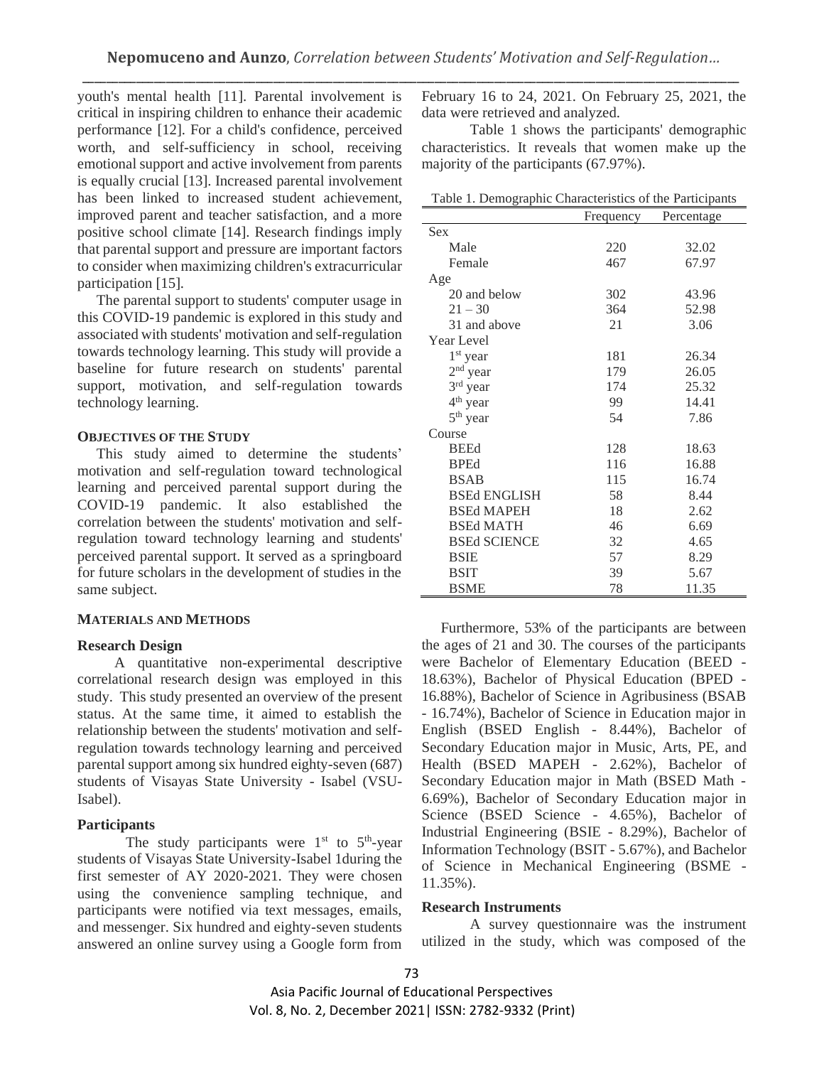youth's mental health [11]. Parental involvement is critical in inspiring children to enhance their academic performance [12]. For a child's confidence, perceived worth, and self-sufficiency in school, receiving emotional support and active involvement from parents is equally crucial [13]. Increased parental involvement has been linked to increased student achievement, improved parent and teacher satisfaction, and a more positive school climate [14]. Research findings imply that parental support and pressure are important factors to consider when maximizing children's extracurricular participation [15].

The parental support to students' computer usage in this COVID-19 pandemic is explored in this study and associated with students' motivation and self-regulation towards technology learning. This study will provide a baseline for future research on students' parental support, motivation, and self-regulation towards technology learning.

## OBJECTIVES OF THE STUDY

This study aimed to determine the students' motivation and self-regulation toward technological learning and perceived parental support during the COVID-19 pandemic. It also established the correlation between the students' motivation and self-regulation toward technology learning and students' perceived parental support. It served as a springboard for future scholars in the development of studies in the same subject.

## MATERIALS AND METHODS

### Research Design

A quantitative non-experimental descriptive correlational research design was employed in this study. This study presented an overview of the present status. At the same time, it aimed to establish the relationship between the students' motivation and self-regulation towards technology learning and perceived parental support among six hundred eighty-seven (687) students of Visayas State University - Isabel (VSU-Isabel).

### Participants

The study participants were 1st to 5th-year students of Visayas State University-Isabel 1during the first semester of AY 2020-2021. They were chosen using the convenience sampling technique, and participants were notified via text messages, emails, and messenger. Six hundred and eighty-seven students answered an online survey using a Google form from February 16 to 24, 2021. On February 25, 2021, the data were retrieved and analyzed.

Table 1 shows the participants' demographic characteristics. It reveals that women make up the majority of the participants (67.97%).

Table 1. Demographic Characteristics of the Participants

| | Frequency | Percentage |
|---|---|---|
| Sex | | |
| Male | 220 | 32.02 |
| Female | 467 | 67.97 |
| Age | | |
| 20 and below | 302 | 43.96 |
| 21 – 30 | 364 | 52.98 |
| 31 and above | 21 | 3.06 |
| Year Level | | |
| 1st year | 181 | 26.34 |
| 2nd year | 179 | 26.05 |
| 3rd year | 174 | 25.32 |
| 4th year | 99 | 14.41 |
| 5th year | 54 | 7.86 |
| Course | | |
| BEEd | 128 | 18.63 |
| BPEd | 116 | 16.88 |
| BSAB | 115 | 16.74 |
| BSEd ENGLISH | 58 | 8.44 |
| BSEd MAPEH | 18 | 2.62 |
| BSEd MATH | 46 | 6.69 |
| BSEd SCIENCE | 32 | 4.65 |
| BSIE | 57 | 8.29 |
| BSIT | 39 | 5.67 |
| BSME | 78 | 11.35 |

Furthermore, 53% of the participants are between the ages of 21 and 30. The courses of the participants were Bachelor of Elementary Education (BEED - 18.63%), Bachelor of Physical Education (BPED - 16.88%), Bachelor of Science in Agribusiness (BSAB - 16.74%), Bachelor of Science in Education major in English (BSED English - 8.44%), Bachelor of Secondary Education major in Music, Arts, PE, and Health (BSED MAPEH - 2.62%), Bachelor of Secondary Education major in Math (BSED Math - 6.69%), Bachelor of Secondary Education major in Science (BSED Science - 4.65%), Bachelor of Industrial Engineering (BSIE - 8.29%), Bachelor of Information Technology (BSIT - 5.67%), and Bachelor of Science in Mechanical Engineering (BSME - 11.35%).

### Research Instruments

A survey questionnaire was the instrument utilized in the study, which was composed of the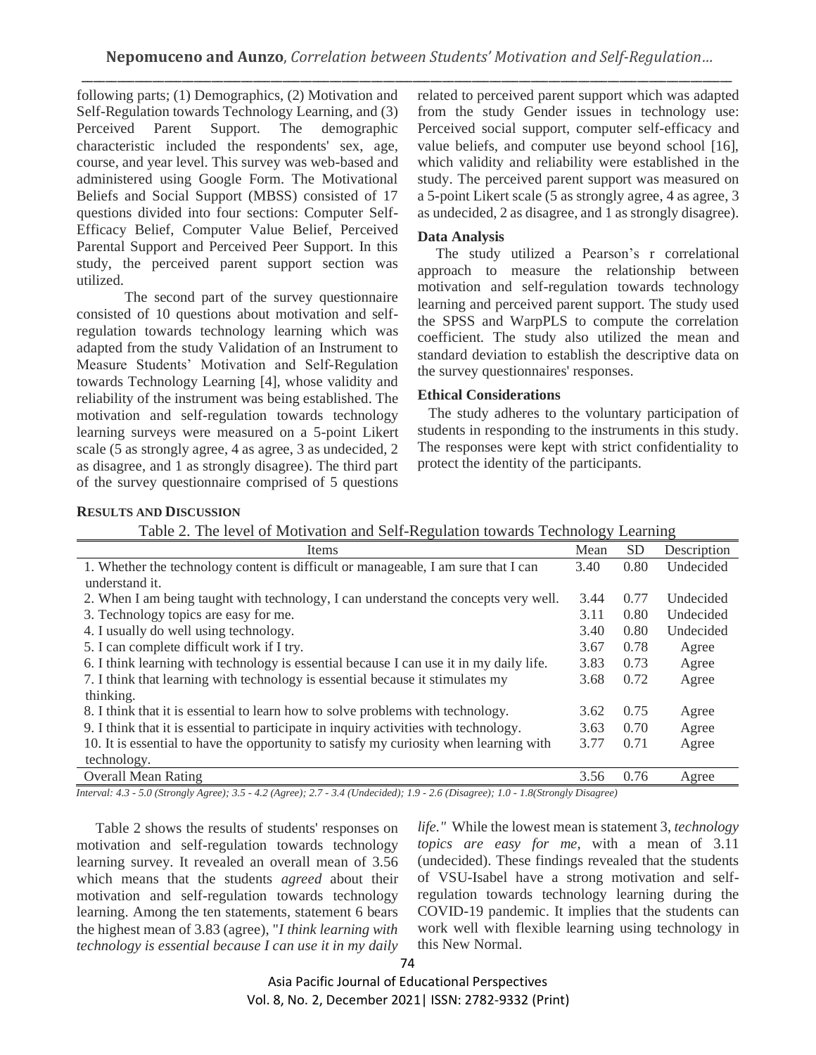following parts; (1) Demographics, (2) Motivation and Self-Regulation towards Technology Learning, and (3) Perceived Parent Support. The demographic characteristic included the respondents' sex, age, course, and year level. This survey was web-based and administered using Google Form. The Motivational Beliefs and Social Support (MBSS) consisted of 17 questions divided into four sections: Computer Self-Efficacy Belief, Computer Value Belief, Perceived Parental Support and Perceived Peer Support. In this study, the perceived parent support section was utilized.

The second part of the survey questionnaire consisted of 10 questions about motivation and self-regulation towards technology learning which was adapted from the study Validation of an Instrument to Measure Students' Motivation and Self-Regulation towards Technology Learning [4], whose validity and reliability of the instrument was being established. The motivation and self-regulation towards technology learning surveys were measured on a 5-point Likert scale (5 as strongly agree, 4 as agree, 3 as undecided, 2 as disagree, and 1 as strongly disagree). The third part of the survey questionnaire comprised of 5 questions related to perceived parent support which was adapted from the study Gender issues in technology use: Perceived social support, computer self-efficacy and value beliefs, and computer use beyond school [16], which validity and reliability were established in the study. The perceived parent support was measured on a 5-point Likert scale (5 as strongly agree, 4 as agree, 3 as undecided, 2 as disagree, and 1 as strongly disagree).

### Data Analysis

The study utilized a Pearson's r correlational approach to measure the relationship between motivation and self-regulation towards technology learning and perceived parent support. The study used the SPSS and WarpPLS to compute the correlation coefficient. The study also utilized the mean and standard deviation to establish the descriptive data on the survey questionnaires' responses.

### Ethical Considerations

The study adheres to the voluntary participation of students in responding to the instruments in this study. The responses were kept with strict confidentiality to protect the identity of the participants.

## RESULTS AND DISCUSSION

Table 2. The level of Motivation and Self-Regulation towards Technology Learning

| Items | Mean | SD | Description |
|---|---|---|---|
| 1. Whether the technology content is difficult or manageable, I am sure that I can understand it. | 3.40 | 0.80 | Undecided |
| 2. When I am being taught with technology, I can understand the concepts very well. | 3.44 | 0.77 | Undecided |
| 3. Technology topics are easy for me. | 3.11 | 0.80 | Undecided |
| 4. I usually do well using technology. | 3.40 | 0.80 | Undecided |
| 5. I can complete difficult work if I try. | 3.67 | 0.78 | Agree |
| 6. I think learning with technology is essential because I can use it in my daily life. | 3.83 | 0.73 | Agree |
| 7. I think that learning with technology is essential because it stimulates my thinking. | 3.68 | 0.72 | Agree |
| 8. I think that it is essential to learn how to solve problems with technology. | 3.62 | 0.75 | Agree |
| 9. I think that it is essential to participate in inquiry activities with technology. | 3.63 | 0.70 | Agree |
| 10. It is essential to have the opportunity to satisfy my curiosity when learning with technology. | 3.77 | 0.71 | Agree |
| Overall Mean Rating | 3.56 | 0.76 | Agree |

*Interval: 4.3 - 5.0 (Strongly Agree); 3.5 - 4.2 (Agree); 2.7 - 3.4 (Undecided); 1.9 - 2.6 (Disagree); 1.0 - 1.8(Strongly Disagree)*

Table 2 shows the results of students' responses on motivation and self-regulation towards technology learning survey. It revealed an overall mean of 3.56 which means that the students *agreed* about their motivation and self-regulation towards technology learning. Among the ten statements, statement 6 bears the highest mean of 3.83 (agree), "*I think learning with technology is essential because I can use it in my daily life."* While the lowest mean is statement 3, *technology topics are easy for me*, with a mean of 3.11 (undecided). These findings revealed that the students of VSU-Isabel have a strong motivation and self-regulation towards technology learning during the COVID-19 pandemic. It implies that the students can work well with flexible learning using technology in this New Normal.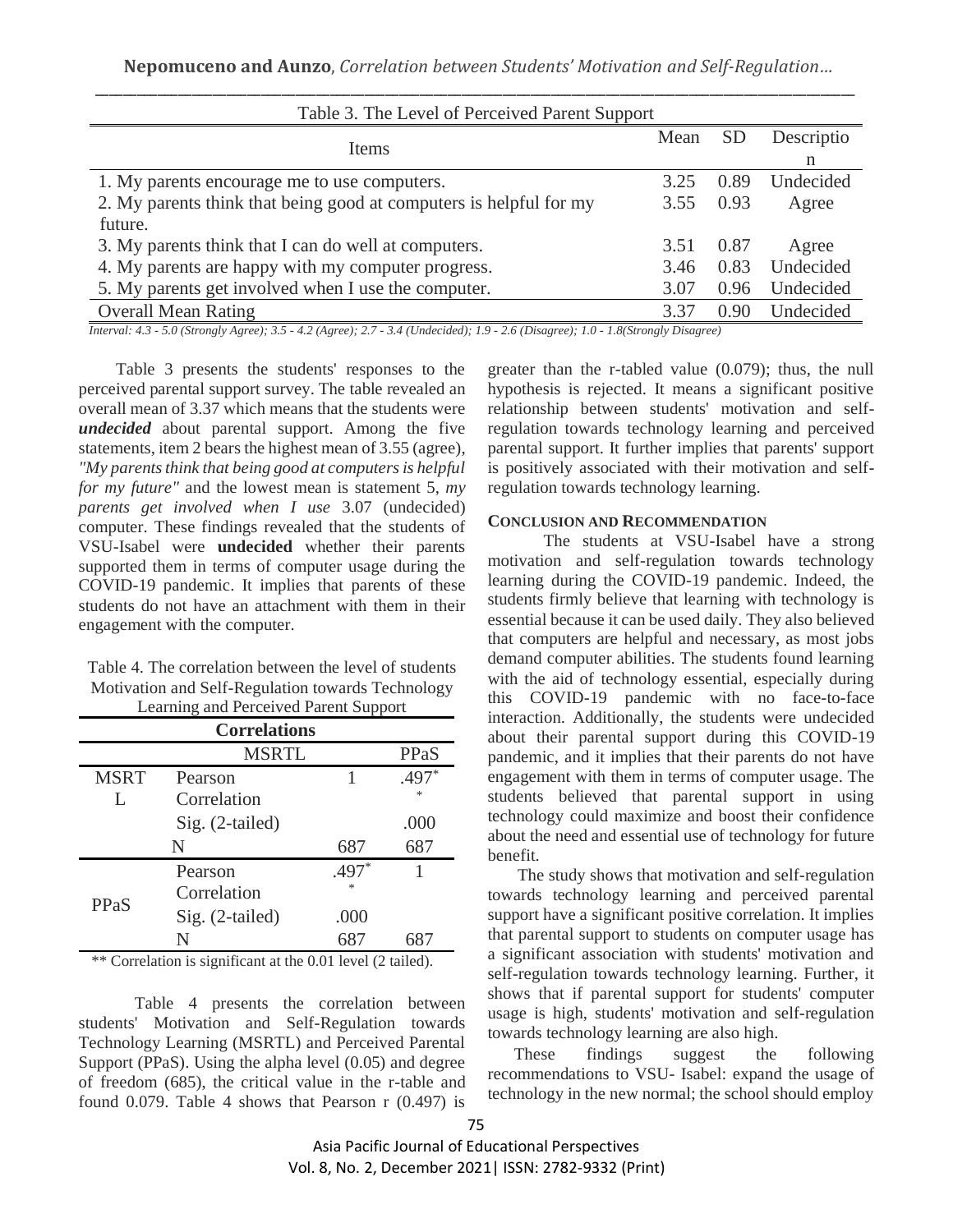Table 3. The Level of Perceived Parent Support

| Items | Mean | SD | Description |
|---|---|---|---|
| 1. My parents encourage me to use computers. | 3.25 | 0.89 | Undecided |
| 2. My parents think that being good at computers is helpful for my future. | 3.55 | 0.93 | Agree |
| 3. My parents think that I can do well at computers. | 3.51 | 0.87 | Agree |
| 4. My parents are happy with my computer progress. | 3.46 | 0.83 | Undecided |
| 5. My parents get involved when I use the computer. | 3.07 | 0.96 | Undecided |
| Overall Mean Rating | 3.37 | 0.90 | Undecided |

*Interval: 4.3 - 5.0 (Strongly Agree); 3.5 - 4.2 (Agree); 2.7 - 3.4 (Undecided); 1.9 - 2.6 (Disagree); 1.0 - 1.8(Strongly Disagree)*

Table 3 presents the students' responses to the perceived parental support survey. The table revealed an overall mean of 3.37 which means that the students were ***undecided*** about parental support. Among the five statements, item 2 bears the highest mean of 3.55 (agree), *"My parents think that being good at computers is helpful for my future"* and the lowest mean is statement 5, *my parents get involved when I use* 3.07 (undecided) computer. These findings revealed that the students of VSU-Isabel were **undecided** whether their parents supported them in terms of computer usage during the COVID-19 pandemic. It implies that parents of these students do not have an attachment with them in their engagement with the computer.

Table 4. The correlation between the level of students Motivation and Self-Regulation towards Technology Learning and Perceived Parent Support

| **Correlations** | | | |
|---|---|---|---|
| | | MSRTL | PPaS |
| MSRTL | Pearson Correlation | 1 | .497** |
| | Sig. (2-tailed) | | .000 |
| | N | 687 | 687 |
| PPaS | Pearson Correlation | .497** | 1 |
| | Sig. (2-tailed) | .000 | |
| | N | 687 | 687 |

** Correlation is significant at the 0.01 level (2 tailed).

Table 4 presents the correlation between students' Motivation and Self-Regulation towards Technology Learning (MSRTL) and Perceived Parental Support (PPaS). Using the alpha level (0.05) and degree of freedom (685), the critical value in the r-table and found 0.079. Table 4 shows that Pearson r (0.497) is greater than the r-tabled value (0.079); thus, the null hypothesis is rejected. It means a significant positive relationship between students' motivation and self-regulation towards technology learning and perceived parental support. It further implies that parents' support is positively associated with their motivation and self-regulation towards technology learning.

## CONCLUSION AND RECOMMENDATION

The students at VSU-Isabel have a strong motivation and self-regulation towards technology learning during the COVID-19 pandemic. Indeed, the students firmly believe that learning with technology is essential because it can be used daily. They also believed that computers are helpful and necessary, as most jobs demand computer abilities. The students found learning with the aid of technology essential, especially during this COVID-19 pandemic with no face-to-face interaction. Additionally, the students were undecided about their parental support during this COVID-19 pandemic, and it implies that their parents do not have engagement with them in terms of computer usage. The students believed that parental support in using technology could maximize and boost their confidence about the need and essential use of technology for future benefit.

The study shows that motivation and self-regulation towards technology learning and perceived parental support have a significant positive correlation. It implies that parental support to students on computer usage has a significant association with students' motivation and self-regulation towards technology learning. Further, it shows that if parental support for students' computer usage is high, students' motivation and self-regulation towards technology learning are also high.

These findings suggest the following recommendations to VSU- Isabel: expand the usage of technology in the new normal; the school should employ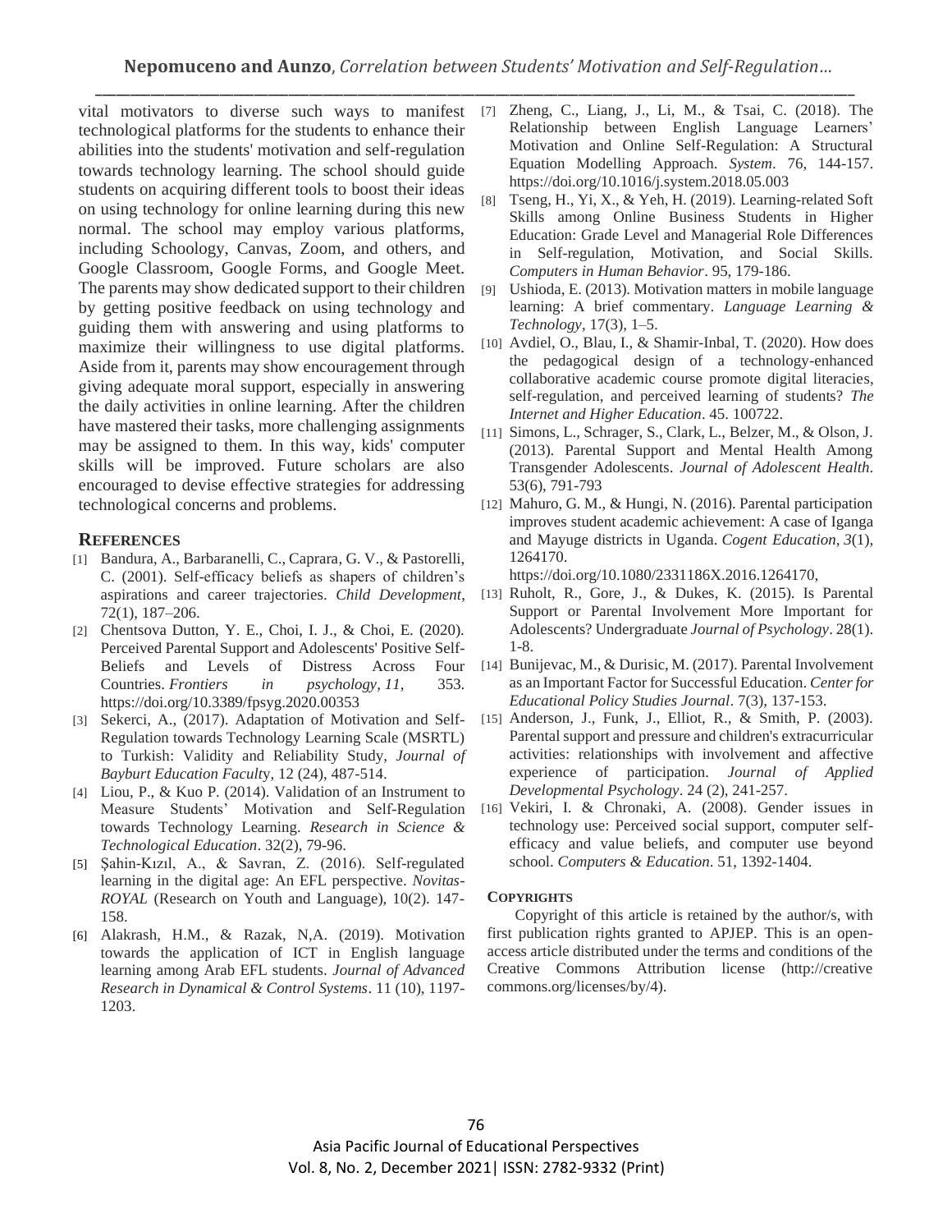vital motivators to diverse such ways to manifest technological platforms for the students to enhance their abilities into the students' motivation and self-regulation towards technology learning. The school should guide students on acquiring different tools to boost their ideas on using technology for online learning during this new normal. The school may employ various platforms, including Schoology, Canvas, Zoom, and others, and Google Classroom, Google Forms, and Google Meet. The parents may show dedicated support to their children by getting positive feedback on using technology and guiding them with answering and using platforms to maximize their willingness to use digital platforms. Aside from it, parents may show encouragement through giving adequate moral support, especially in answering the daily activities in online learning. After the children have mastered their tasks, more challenging assignments may be assigned to them. In this way, kids' computer skills will be improved. Future scholars are also encouraged to devise effective strategies for addressing technological concerns and problems.

## REFERENCES

[1] Bandura, A., Barbaranelli, C., Caprara, G. V., & Pastorelli, C. (2001). Self-efficacy beliefs as shapers of children's aspirations and career trajectories. *Child Development*, 72(1), 187–206.

[2] Chentsova Dutton, Y. E., Choi, I. J., & Choi, E. (2020). Perceived Parental Support and Adolescents' Positive Self-Beliefs and Levels of Distress Across Four Countries. *Frontiers in psychology*, *11*, 353. https://doi.org/10.3389/fpsyg.2020.00353

[3] Sekerci, A., (2017). Adaptation of Motivation and Self-Regulation towards Technology Learning Scale (MSRTL) to Turkish: Validity and Reliability Study, *Journal of Bayburt Education Faculty*, 12 (24), 487-514.

[4] Liou, P., & Kuo P. (2014). Validation of an Instrument to Measure Students' Motivation and Self-Regulation towards Technology Learning. *Research in Science & Technological Education*. 32(2), 79-96.

[5] Şahin-Kızıl, A., & Savran, Z. (2016). Self-regulated learning in the digital age: An EFL perspective. *Novitas-ROYAL* (Research on Youth and Language), 10(2). 147-158.

[6] Alakrash, H.M., & Razak, N,A. (2019). Motivation towards the application of ICT in English language learning among Arab EFL students. *Journal of Advanced Research in Dynamical & Control Systems*. 11 (10), 1197-1203.

[7] Zheng, C., Liang, J., Li, M., & Tsai, C. (2018). The Relationship between English Language Learners' Motivation and Online Self-Regulation: A Structural Equation Modelling Approach. *System*. 76, 144-157. https://doi.org/10.1016/j.system.2018.05.003

[8] Tseng, H., Yi, X., & Yeh, H. (2019). Learning-related Soft Skills among Online Business Students in Higher Education: Grade Level and Managerial Role Differences in Self-regulation, Motivation, and Social Skills. *Computers in Human Behavior*. 95, 179-186.

[9] Ushioda, E. (2013). Motivation matters in mobile language learning: A brief commentary. *Language Learning & Technology*, 17(3), 1–5.

[10] Avdiel, O., Blau, I., & Shamir-Inbal, T. (2020). How does the pedagogical design of a technology-enhanced collaborative academic course promote digital literacies, self-regulation, and perceived learning of students? *The Internet and Higher Education*. 45. 100722.

[11] Simons, L., Schrager, S., Clark, L., Belzer, M., & Olson, J. (2013). Parental Support and Mental Health Among Transgender Adolescents. *Journal of Adolescent Health*. 53(6), 791-793

[12] Mahuro, G. M., & Hungi, N. (2016). Parental participation improves student academic achievement: A case of Iganga and Mayuge districts in Uganda. *Cogent Education*, *3*(1), 1264170. https://doi.org/10.1080/2331186X.2016.1264170,

[13] Ruholt, R., Gore, J., & Dukes, K. (2015). Is Parental Support or Parental Involvement More Important for Adolescents? Undergraduate *Journal of Psychology*. 28(1). 1-8.

[14] Bunijevac, M., & Durisic, M. (2017). Parental Involvement as an Important Factor for Successful Education. *Center for Educational Policy Studies Journal*. 7(3), 137-153.

[15] Anderson, J., Funk, J., Elliot, R., & Smith, P. (2003). Parental support and pressure and children's extracurricular activities: relationships with involvement and affective experience of participation. *Journal of Applied Developmental Psychology*. 24 (2), 241-257.

[16] Vekiri, I. & Chronaki, A. (2008). Gender issues in technology use: Perceived social support, computer self-efficacy and value beliefs, and computer use beyond school. *Computers & Education*. 51, 1392-1404.

### COPYRIGHTS

Copyright of this article is retained by the author/s, with first publication rights granted to APJEP. This is an open-access article distributed under the terms and conditions of the Creative Commons Attribution license (http://creative commons.org/licenses/by/4).